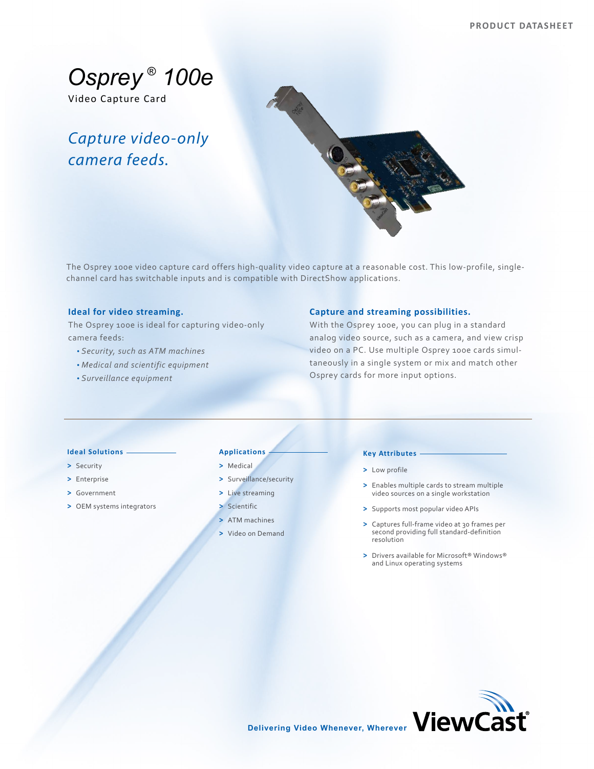PRODUCT DATASHEET

# Osprey® 100e

Video Capture Card

## *Capture video-only camera feeds.*

The Osprey 100e video capture card offers high-quality video capture at a reasonable cost. This low-profile, single-channel card has switchable inputs and is compatible with DirectShow applications.

### Ideal for video streaming.

The Osprey 100e is ideal for capturing video-only camera feeds:

- *Security, such as ATM machines*
- *Medical and scientific equipment*
- *Surveillance equipment*

### Capture and streaming possibilities.

With the Osprey 100e, you can plug in a standard analog video source, such as a camera, and view crisp video on a PC. Use multiple Osprey 100e cards simultaneously in a single system or mix and match other Osprey cards for more input options.

#### Ideal Solutions

> Security
> Enterprise
> Government
> OEM systems integrators

#### Applications

> Medical
> Surveillance/security
> Live streaming
> Scientific
> ATM machines
> Video on Demand

#### Key Attributes

> Low profile
> Enables multiple cards to stream multiple video sources on a single workstation
> Supports most popular video APIs
> Captures full-frame video at 30 frames per second providing full standard-definition resolution
> Drivers available for Microsoft® Windows® and Linux operating systems

**Delivering Video Whenever, Wherever** ViewCast®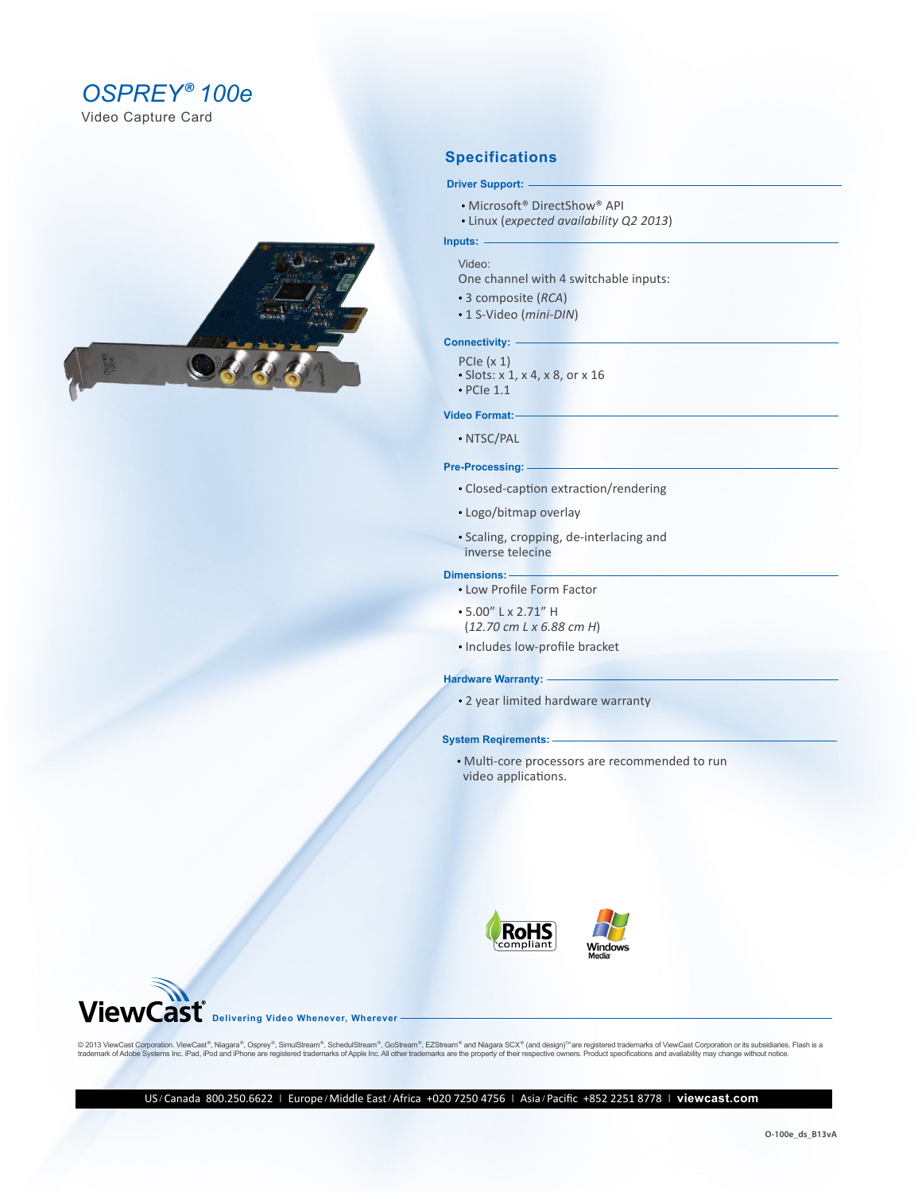# OSPREY® 100e

Video Capture Card

## Specifications

### Driver Support:

- Microsoft® DirectShow® API
- Linux (*expected availability Q2 2013*)

### Inputs:

Video:
One channel with 4 switchable inputs:

- 3 composite (*RCA*)
- 1 S-Video (*mini-DIN*)

### Connectivity:

PCIe (x 1)

- Slots: x 1, x 4, x 8, or x 16
- PCIe 1.1

### Video Format:

- NTSC/PAL

### Pre-Processing:

- Closed-caption extraction/rendering
- Logo/bitmap overlay
- Scaling, cropping, de-interlacing and inverse telecine

### Dimensions:

- Low Profile Form Factor
- 5.00" L x 2.71" H (*12.70 cm L x 6.88 cm H*)
- Includes low-profile bracket

### Hardware Warranty:

- 2 year limited hardware warranty

### System Reqirements:

- Multi-core processors are recommended to run video applications.

ViewCast® Delivering Video Whenever, Wherever

© 2013 ViewCast Corporation. ViewCast®, Niagara®, Osprey®, SimulStream®, SchedulStream®, GoStream®, EZStream® and Niagara SCX® (and design)™ are registered trademarks of ViewCast Corporation or its subsidiaries. Flash is a trademark of Adobe Systems Inc. iPad, iPod and iPhone are registered trademarks of Apple Inc. All other trademarks are the property of their respective owners. Product specifications and availability may change without notice.

US / Canada 800.250.6622 | Europe / Middle East / Africa +020 7250 4756 | Asia / Pacific +852 2251 8778 | **viewcast.com**

O-100e_ds_B13vA